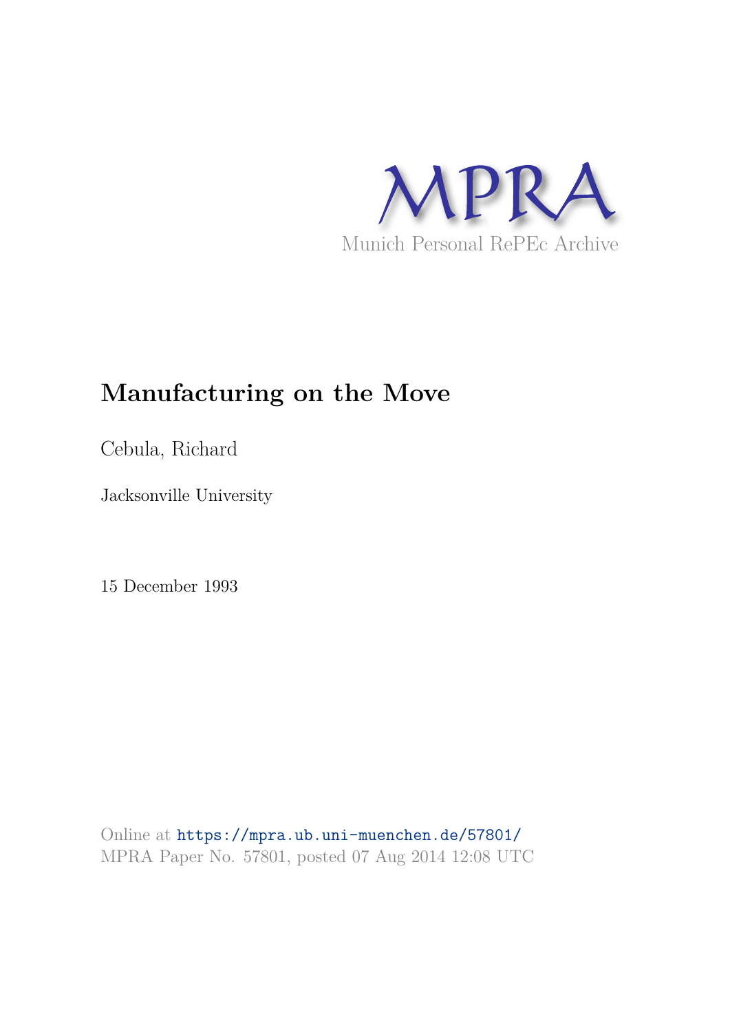MPRA

Munich Personal RePEc Archive

# Manufacturing on the Move

Cebula, Richard

Jacksonville University

15 December 1993

Online at https://mpra.ub.uni-muenchen.de/57801/
MPRA Paper No. 57801, posted 07 Aug 2014 12:08 UTC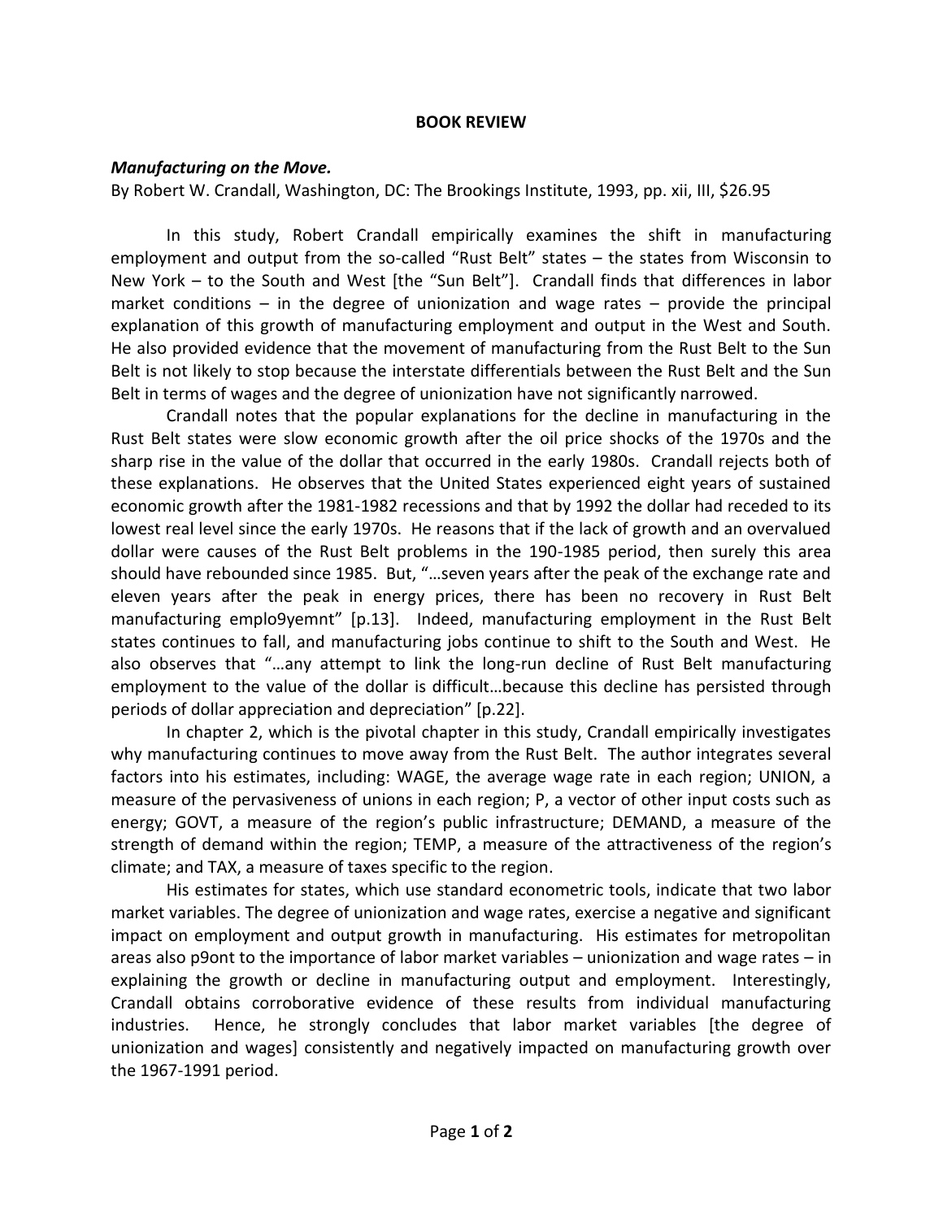**BOOK REVIEW**

***Manufacturing on the Move.***

By Robert W. Crandall, Washington, DC: The Brookings Institute, 1993, pp. xii, III, $26.95

In this study, Robert Crandall empirically examines the shift in manufacturing employment and output from the so-called "Rust Belt" states – the states from Wisconsin to New York – to the South and West [the "Sun Belt"]. Crandall finds that differences in labor market conditions – in the degree of unionization and wage rates – provide the principal explanation of this growth of manufacturing employment and output in the West and South. He also provided evidence that the movement of manufacturing from the Rust Belt to the Sun Belt is not likely to stop because the interstate differentials between the Rust Belt and the Sun Belt in terms of wages and the degree of unionization have not significantly narrowed.

Crandall notes that the popular explanations for the decline in manufacturing in the Rust Belt states were slow economic growth after the oil price shocks of the 1970s and the sharp rise in the value of the dollar that occurred in the early 1980s. Crandall rejects both of these explanations. He observes that the United States experienced eight years of sustained economic growth after the 1981-1982 recessions and that by 1992 the dollar had receded to its lowest real level since the early 1970s. He reasons that if the lack of growth and an overvalued dollar were causes of the Rust Belt problems in the 190-1985 period, then surely this area should have rebounded since 1985. But, "…seven years after the peak of the exchange rate and eleven years after the peak in energy prices, there has been no recovery in Rust Belt manufacturing emplo9yemnt" [p.13]. Indeed, manufacturing employment in the Rust Belt states continues to fall, and manufacturing jobs continue to shift to the South and West. He also observes that "…any attempt to link the long-run decline of Rust Belt manufacturing employment to the value of the dollar is difficult…because this decline has persisted through periods of dollar appreciation and depreciation" [p.22].

In chapter 2, which is the pivotal chapter in this study, Crandall empirically investigates why manufacturing continues to move away from the Rust Belt. The author integrates several factors into his estimates, including: WAGE, the average wage rate in each region; UNION, a measure of the pervasiveness of unions in each region; P, a vector of other input costs such as energy; GOVT, a measure of the region's public infrastructure; DEMAND, a measure of the strength of demand within the region; TEMP, a measure of the attractiveness of the region's climate; and TAX, a measure of taxes specific to the region.

His estimates for states, which use standard econometric tools, indicate that two labor market variables. The degree of unionization and wage rates, exercise a negative and significant impact on employment and output growth in manufacturing. His estimates for metropolitan areas also p9ont to the importance of labor market variables – unionization and wage rates – in explaining the growth or decline in manufacturing output and employment. Interestingly, Crandall obtains corroborative evidence of these results from individual manufacturing industries. Hence, he strongly concludes that labor market variables [the degree of unionization and wages] consistently and negatively impacted on manufacturing growth over the 1967-1991 period.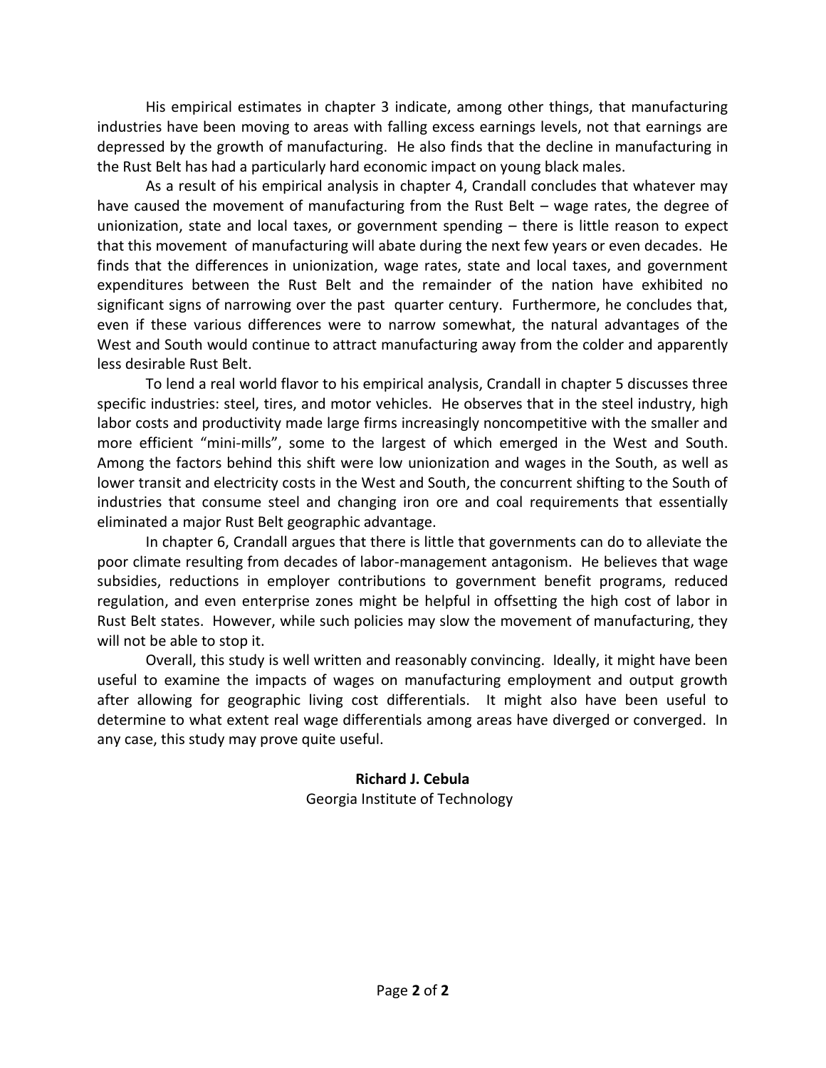His empirical estimates in chapter 3 indicate, among other things, that manufacturing industries have been moving to areas with falling excess earnings levels, not that earnings are depressed by the growth of manufacturing. He also finds that the decline in manufacturing in the Rust Belt has had a particularly hard economic impact on young black males.

As a result of his empirical analysis in chapter 4, Crandall concludes that whatever may have caused the movement of manufacturing from the Rust Belt – wage rates, the degree of unionization, state and local taxes, or government spending – there is little reason to expect that this movement of manufacturing will abate during the next few years or even decades. He finds that the differences in unionization, wage rates, state and local taxes, and government expenditures between the Rust Belt and the remainder of the nation have exhibited no significant signs of narrowing over the past quarter century. Furthermore, he concludes that, even if these various differences were to narrow somewhat, the natural advantages of the West and South would continue to attract manufacturing away from the colder and apparently less desirable Rust Belt.

To lend a real world flavor to his empirical analysis, Crandall in chapter 5 discusses three specific industries: steel, tires, and motor vehicles. He observes that in the steel industry, high labor costs and productivity made large firms increasingly noncompetitive with the smaller and more efficient "mini-mills", some to the largest of which emerged in the West and South. Among the factors behind this shift were low unionization and wages in the South, as well as lower transit and electricity costs in the West and South, the concurrent shifting to the South of industries that consume steel and changing iron ore and coal requirements that essentially eliminated a major Rust Belt geographic advantage.

In chapter 6, Crandall argues that there is little that governments can do to alleviate the poor climate resulting from decades of labor-management antagonism. He believes that wage subsidies, reductions in employer contributions to government benefit programs, reduced regulation, and even enterprise zones might be helpful in offsetting the high cost of labor in Rust Belt states. However, while such policies may slow the movement of manufacturing, they will not be able to stop it.

Overall, this study is well written and reasonably convincing. Ideally, it might have been useful to examine the impacts of wages on manufacturing employment and output growth after allowing for geographic living cost differentials. It might also have been useful to determine to what extent real wage differentials among areas have diverged or converged. In any case, this study may prove quite useful.

**Richard J. Cebula**
Georgia Institute of Technology